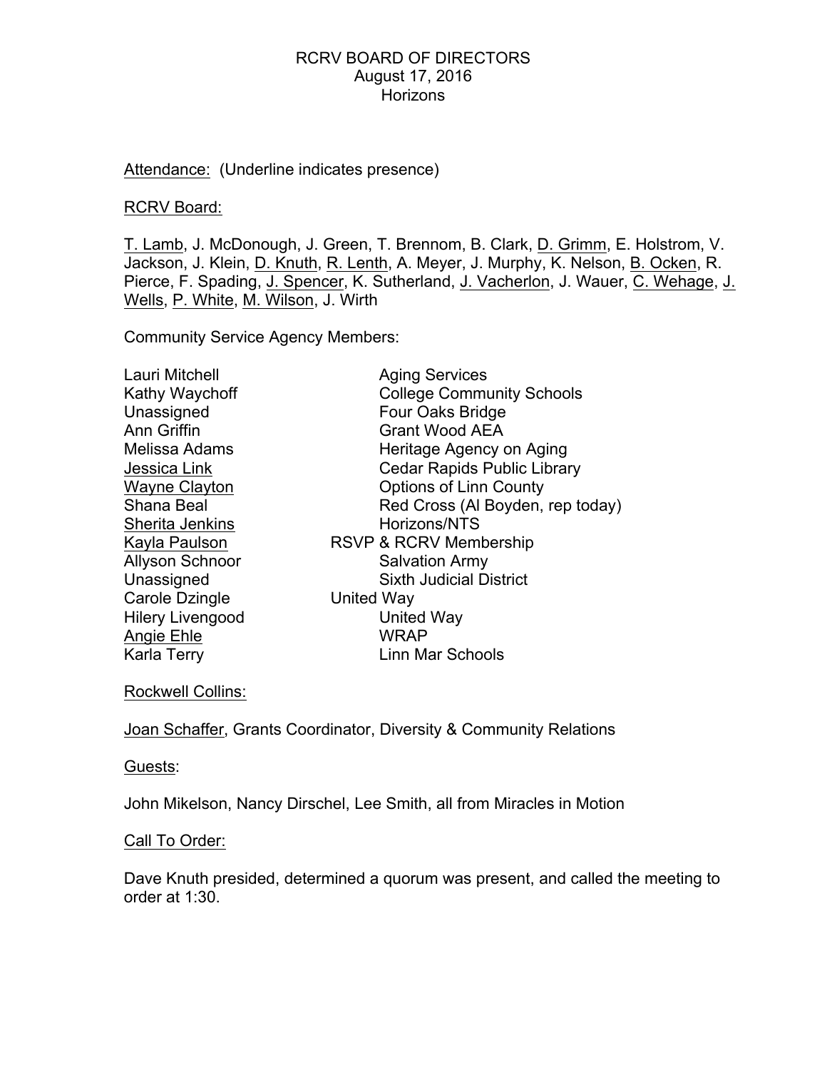# RCRV BOARD OF DIRECTORS
## August 17, 2016
## Horizons

<u>Attendance:</u> (Underline indicates presence)

<u>RCRV Board:</u>

<u>T. Lamb</u>, J. McDonough, J. Green, T. Brennom, B. Clark, <u>D. Grimm</u>, E. Holstrom, V. Jackson, J. Klein, <u>D. Knuth</u>, <u>R. Lenth</u>, A. Meyer, J. Murphy, K. Nelson, <u>B. Ocken</u>, R. Pierce, F. Spading, <u>J. Spencer</u>, K. Sutherland, <u>J. Vacherlon</u>, J. Wauer, <u>C. Wehage</u>, <u>J. Wells</u>, <u>P. White</u>, <u>M. Wilson</u>, J. Wirth

Community Service Agency Members:

| Member | Agency |
|---|---|
| Lauri Mitchell | Aging Services |
| Kathy Waychoff | College Community Schools |
| Unassigned | Four Oaks Bridge |
| Ann Griffin | Grant Wood AEA |
| Melissa Adams | Heritage Agency on Aging |
| <u>Jessica Link</u> | Cedar Rapids Public Library |
| <u>Wayne Clayton</u> | Options of Linn County |
| Shana Beal | Red Cross (Al Boyden, rep today) |
| <u>Sherita Jenkins</u> | Horizons/NTS |
| <u>Kayla Paulson</u> | RSVP & RCRV Membership |
| Allyson Schnoor | Salvation Army |
| Unassigned | Sixth Judicial District |
| Carole Dzingle | United Way |
| Hilery Livengood | United Way |
| <u>Angie Ehle</u> | WRAP |
| Karla Terry | Linn Mar Schools |

<u>Rockwell Collins:</u>

<u>Joan Schaffer</u>, Grants Coordinator, Diversity & Community Relations

<u>Guests</u>:

John Mikelson, Nancy Dirschel, Lee Smith, all from Miracles in Motion

<u>Call To Order:</u>

Dave Knuth presided, determined a quorum was present, and called the meeting to order at 1:30.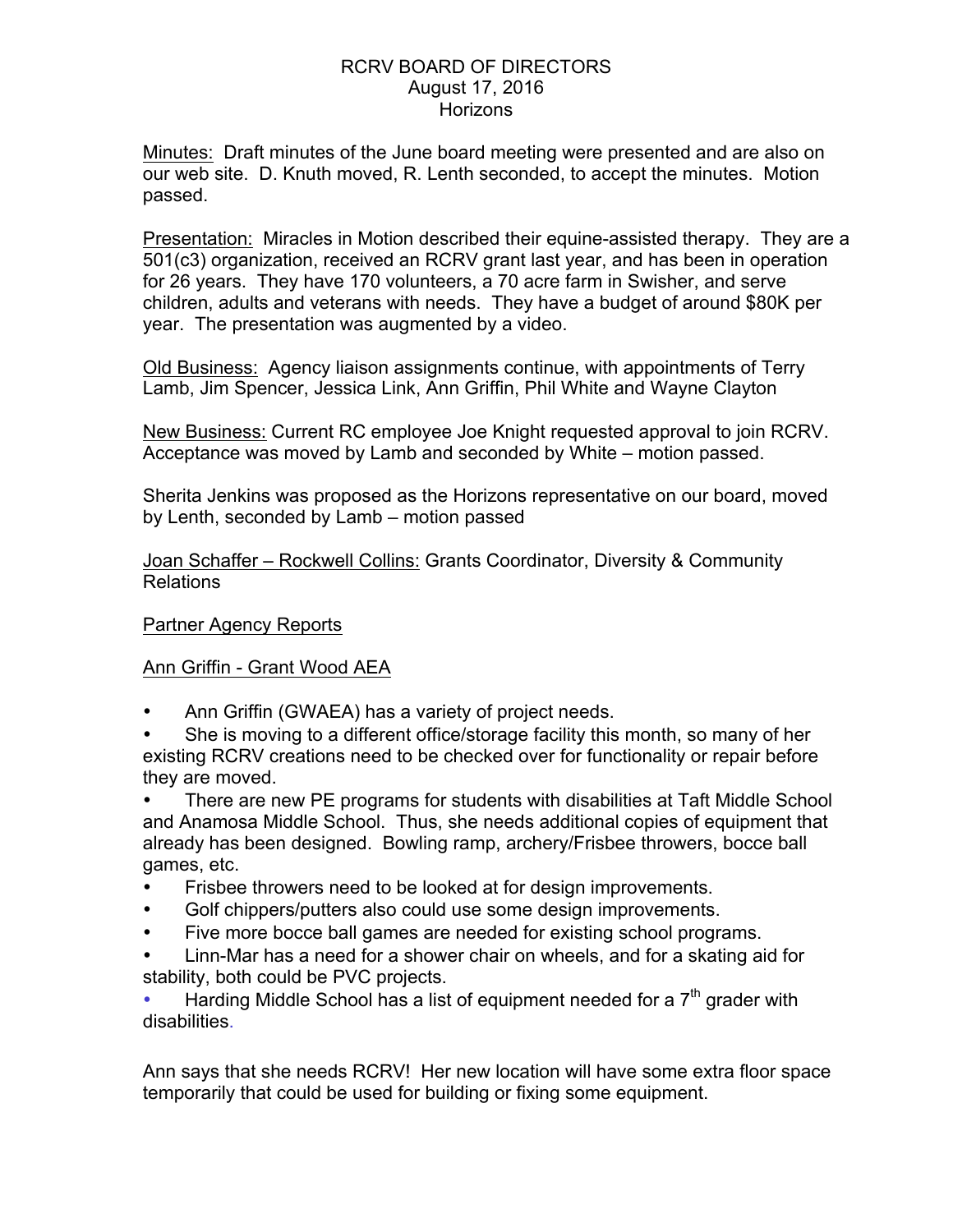RCRV BOARD OF DIRECTORS
August 17, 2016
Horizons

Minutes: Draft minutes of the June board meeting were presented and are also on our web site. D. Knuth moved, R. Lenth seconded, to accept the minutes. Motion passed.

Presentation: Miracles in Motion described their equine-assisted therapy. They are a 501(c3) organization, received an RCRV grant last year, and has been in operation for 26 years. They have 170 volunteers, a 70 acre farm in Swisher, and serve children, adults and veterans with needs. They have a budget of around $80K per year. The presentation was augmented by a video.

Old Business: Agency liaison assignments continue, with appointments of Terry Lamb, Jim Spencer, Jessica Link, Ann Griffin, Phil White and Wayne Clayton

New Business: Current RC employee Joe Knight requested approval to join RCRV. Acceptance was moved by Lamb and seconded by White – motion passed.

Sherita Jenkins was proposed as the Horizons representative on our board, moved by Lenth, seconded by Lamb – motion passed

Joan Schaffer – Rockwell Collins: Grants Coordinator, Diversity & Community Relations

Partner Agency Reports

Ann Griffin - Grant Wood AEA

- Ann Griffin (GWAEA) has a variety of project needs.
- She is moving to a different office/storage facility this month, so many of her existing RCRV creations need to be checked over for functionality or repair before they are moved.
- There are new PE programs for students with disabilities at Taft Middle School and Anamosa Middle School. Thus, she needs additional copies of equipment that already has been designed. Bowling ramp, archery/Frisbee throwers, bocce ball games, etc.
- Frisbee throwers need to be looked at for design improvements.
- Golf chippers/putters also could use some design improvements.
- Five more bocce ball games are needed for existing school programs.
- Linn-Mar has a need for a shower chair on wheels, and for a skating aid for stability, both could be PVC projects.
- Harding Middle School has a list of equipment needed for a 7th grader with disabilities.

Ann says that she needs RCRV! Her new location will have some extra floor space temporarily that could be used for building or fixing some equipment.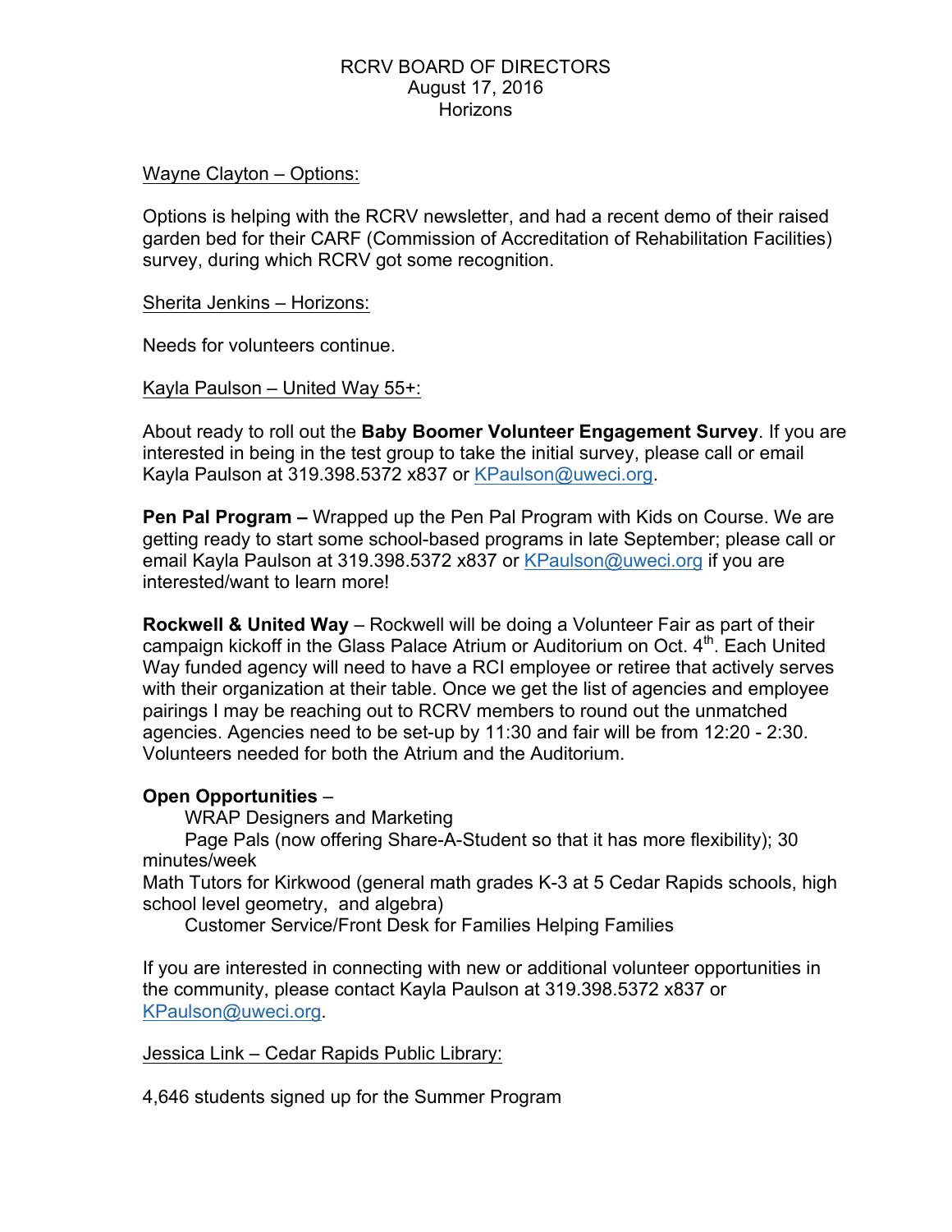RCRV BOARD OF DIRECTORS
August 17, 2016
Horizons

<u>Wayne Clayton – Options:</u>

Options is helping with the RCRV newsletter, and had a recent demo of their raised garden bed for their CARF (Commission of Accreditation of Rehabilitation Facilities) survey, during which RCRV got some recognition.

<u>Sherita Jenkins – Horizons:</u>

Needs for volunteers continue.

<u>Kayla Paulson – United Way 55+:</u>

About ready to roll out the **Baby Boomer Volunteer Engagement Survey**. If you are interested in being in the test group to take the initial survey, please call or email Kayla Paulson at 319.398.5372 x837 or KPaulson@uweci.org.

**Pen Pal Program –** Wrapped up the Pen Pal Program with Kids on Course. We are getting ready to start some school-based programs in late September; please call or email Kayla Paulson at 319.398.5372 x837 or KPaulson@uweci.org if you are interested/want to learn more!

**Rockwell & United Way** – Rockwell will be doing a Volunteer Fair as part of their campaign kickoff in the Glass Palace Atrium or Auditorium on Oct. 4th. Each United Way funded agency will need to have a RCI employee or retiree that actively serves with their organization at their table. Once we get the list of agencies and employee pairings I may be reaching out to RCRV members to round out the unmatched agencies. Agencies need to be set-up by 11:30 and fair will be from 12:20 - 2:30. Volunteers needed for both the Atrium and the Auditorium.

**Open Opportunities** –

WRAP Designers and Marketing

Page Pals (now offering Share-A-Student so that it has more flexibility); 30 minutes/week

Math Tutors for Kirkwood (general math grades K-3 at 5 Cedar Rapids schools, high school level geometry, and algebra)

Customer Service/Front Desk for Families Helping Families

If you are interested in connecting with new or additional volunteer opportunities in the community, please contact Kayla Paulson at 319.398.5372 x837 or KPaulson@uweci.org.

<u>Jessica Link – Cedar Rapids Public Library:</u>

4,646 students signed up for the Summer Program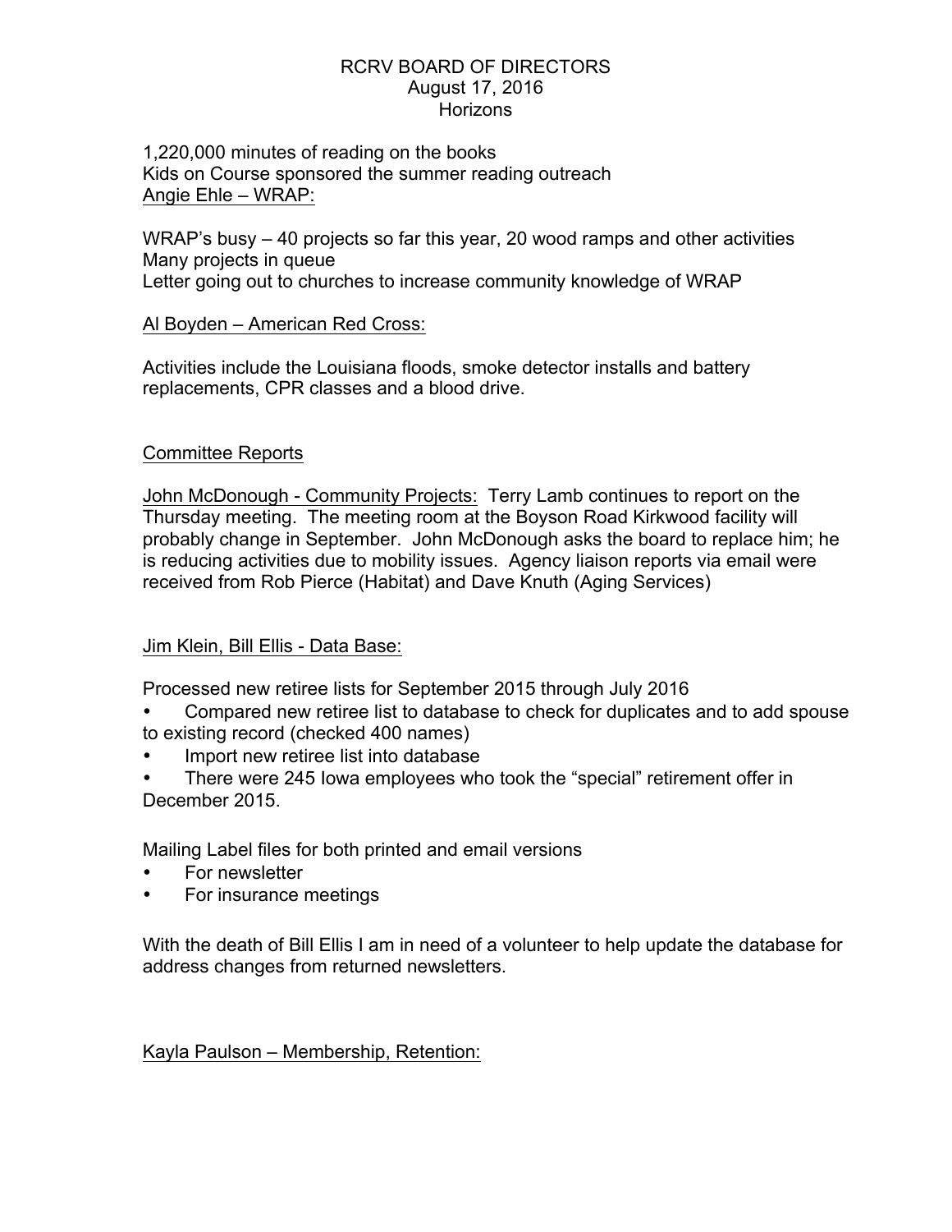RCRV BOARD OF DIRECTORS
August 17, 2016
Horizons

1,220,000 minutes of reading on the books
Kids on Course sponsored the summer reading outreach
<u>Angie Ehle – WRAP:</u>

WRAP's busy – 40 projects so far this year, 20 wood ramps and other activities
Many projects in queue
Letter going out to churches to increase community knowledge of WRAP

<u>Al Boyden – American Red Cross:</u>

Activities include the Louisiana floods, smoke detector installs and battery replacements, CPR classes and a blood drive.

<u>Committee Reports</u>

<u>John McDonough - Community Projects:</u> Terry Lamb continues to report on the Thursday meeting. The meeting room at the Boyson Road Kirkwood facility will probably change in September. John McDonough asks the board to replace him; he is reducing activities due to mobility issues. Agency liaison reports via email were received from Rob Pierce (Habitat) and Dave Knuth (Aging Services)

<u>Jim Klein, Bill Ellis - Data Base:</u>

Processed new retiree lists for September 2015 through July 2016

- Compared new retiree list to database to check for duplicates and to add spouse to existing record (checked 400 names)
- Import new retiree list into database
- There were 245 Iowa employees who took the "special" retirement offer in December 2015.

Mailing Label files for both printed and email versions

- For newsletter
- For insurance meetings

With the death of Bill Ellis I am in need of a volunteer to help update the database for address changes from returned newsletters.

<u>Kayla Paulson – Membership, Retention:</u>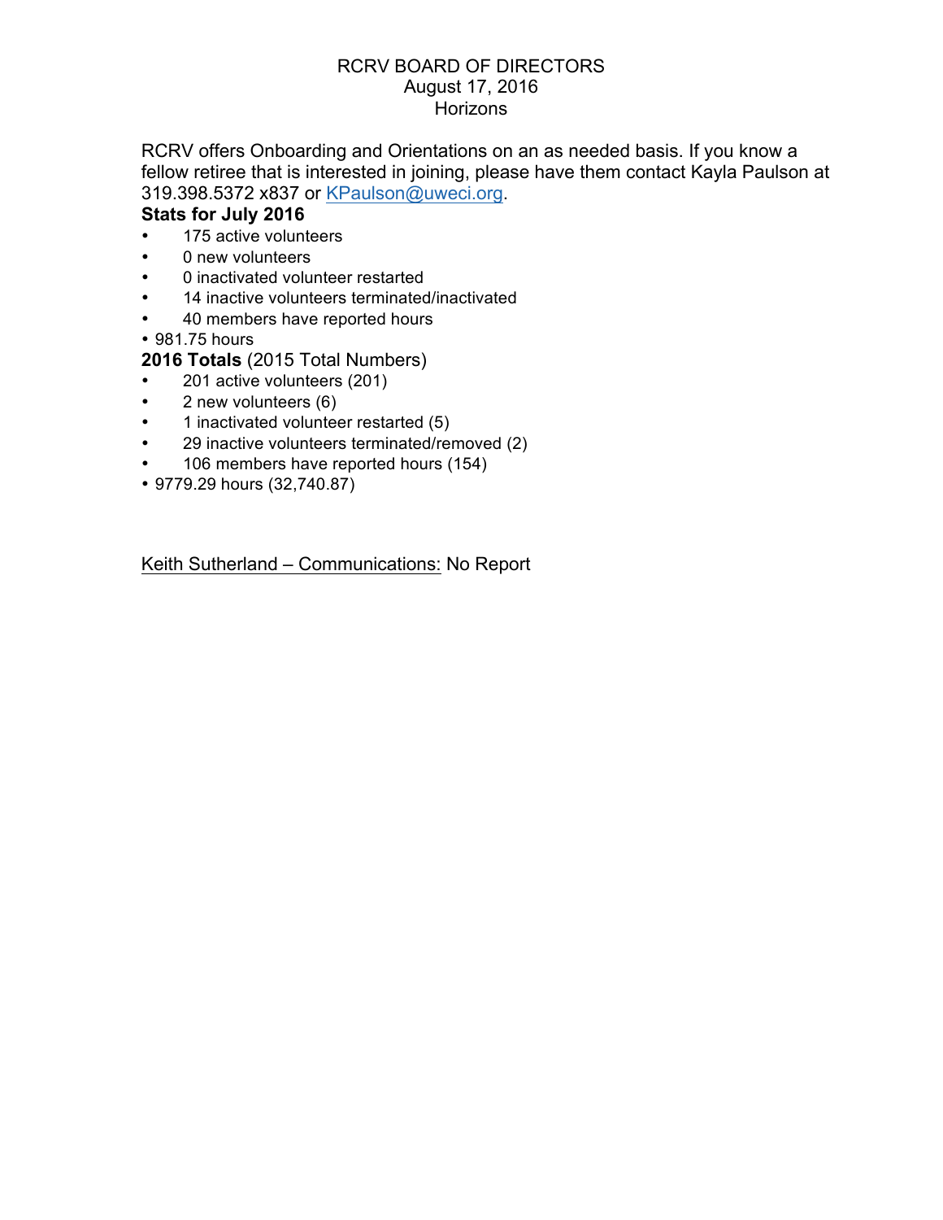RCRV BOARD OF DIRECTORS
August 17, 2016
Horizons

RCRV offers Onboarding and Orientations on an as needed basis. If you know a fellow retiree that is interested in joining, please have them contact Kayla Paulson at 319.398.5372 x837 or [KPaulson@uweci.org](mailto:KPaulson@uweci.org).

**Stats for July 2016**

- 175 active volunteers
- 0 new volunteers
- 0 inactivated volunteer restarted
- 14 inactive volunteers terminated/inactivated
- 40 members have reported hours
- 981.75 hours

**2016 Totals** (2015 Total Numbers)

- 201 active volunteers (201)
- 2 new volunteers (6)
- 1 inactivated volunteer restarted (5)
- 29 inactive volunteers terminated/removed (2)
- 106 members have reported hours (154)
- 9779.29 hours (32,740.87)

<u>Keith Sutherland – Communications:</u> No Report